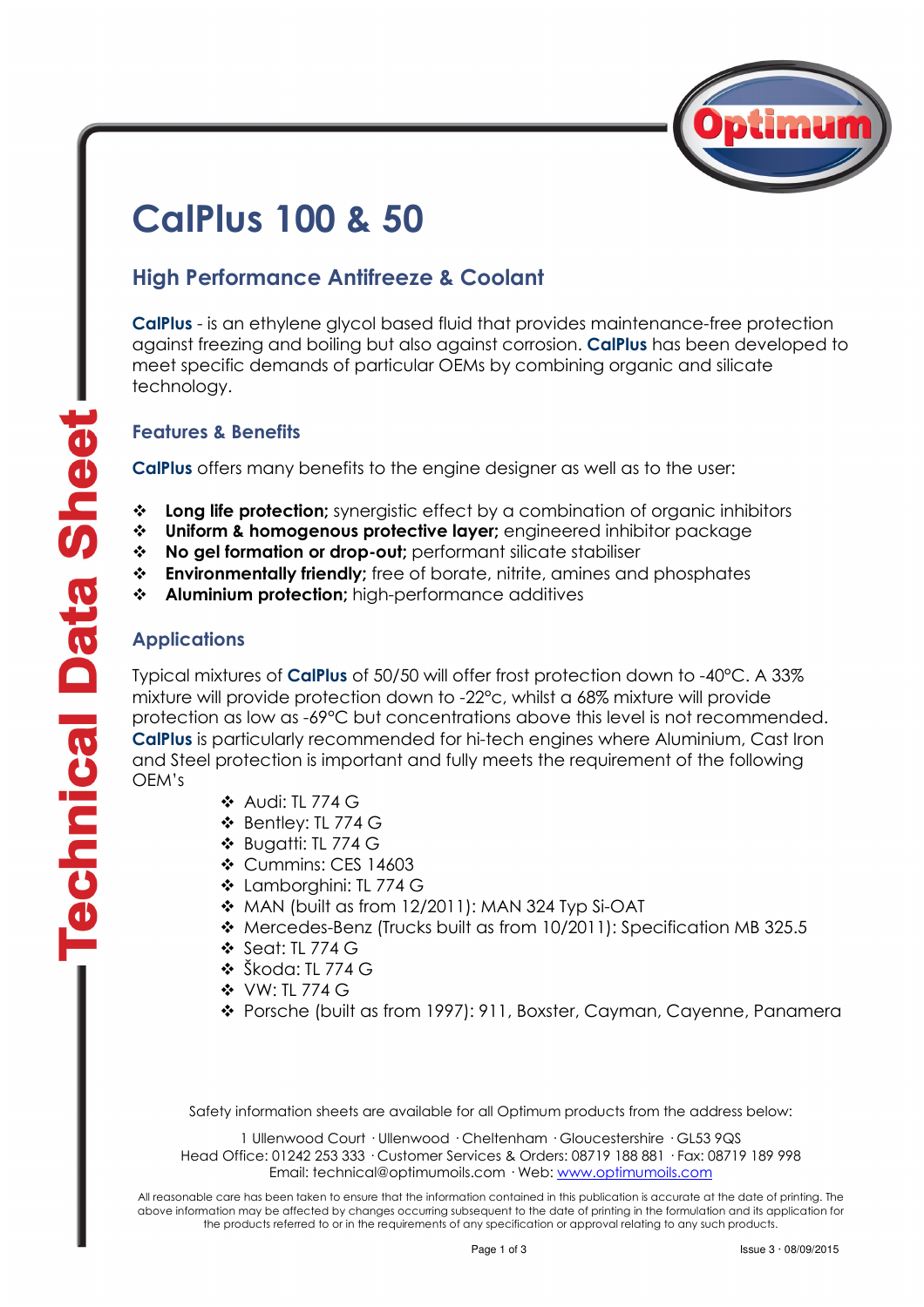# CalPlus 100 & 50

## High Performance Antifreeze & Coolant

**CalPlus** - is an ethylene glycol based fluid that provides maintenance-free protection against freezing and boiling but also against corrosion. **CalPlus** has been developed to meet specific demands of particular OEMs by combining organic and silicate technology.

### Features & Benefits

**CalPlus** offers many benefits to the engine designer as well as to the user:

- **Long life protection;** synergistic effect by a combination of organic inhibitors
- **Uniform & homogenous protective layer;** engineered inhibitor package
- **No gel formation or drop-out;** performant silicate stabiliser
- **Environmentally friendly;** free of borate, nitrite, amines and phosphates
- **Aluminium protection;** high-performance additives

### Applications

Typical mixtures of **CalPlus** of 50/50 will offer frost protection down to -40°C. A 33% mixture will provide protection down to -22°c, whilst a 68% mixture will provide protection as low as -69°C but concentrations above this level is not recommended. **CalPlus** is particularly recommended for hi-tech engines where Aluminium, Cast Iron and Steel protection is important and fully meets the requirement of the following OEM's

- Audi: TL 774 G
- Bentley: TL 774 G
- Bugatti: TL 774 G
- Cummins: CES 14603
- Lamborghini: TL 774 G
- MAN (built as from 12/2011): MAN 324 Typ Si-OAT
- Mercedes-Benz (Trucks built as from 10/2011): Specification MB 325.5
- Seat: TL 774 G
- Škoda: TL 774 G
- VW: TL 774 G
- Porsche (built as from 1997): 911, Boxster, Cayman, Cayenne, Panamera

Safety information sheets are available for all Optimum products from the address below:

1 Ullenwood Court · Ullenwood · Cheltenham · Gloucestershire · GL53 9QS
Head Office: 01242 253 333 · Customer Services & Orders: 08719 188 881 · Fax: 08719 189 998
Email: technical@optimumoils.com · Web: www.optimumoils.com

All reasonable care has been taken to ensure that the information contained in this publication is accurate at the date of printing. The above information may be affected by changes occurring subsequent to the date of printing in the formulation and its application for the products referred to or in the requirements of any specification or approval relating to any such products.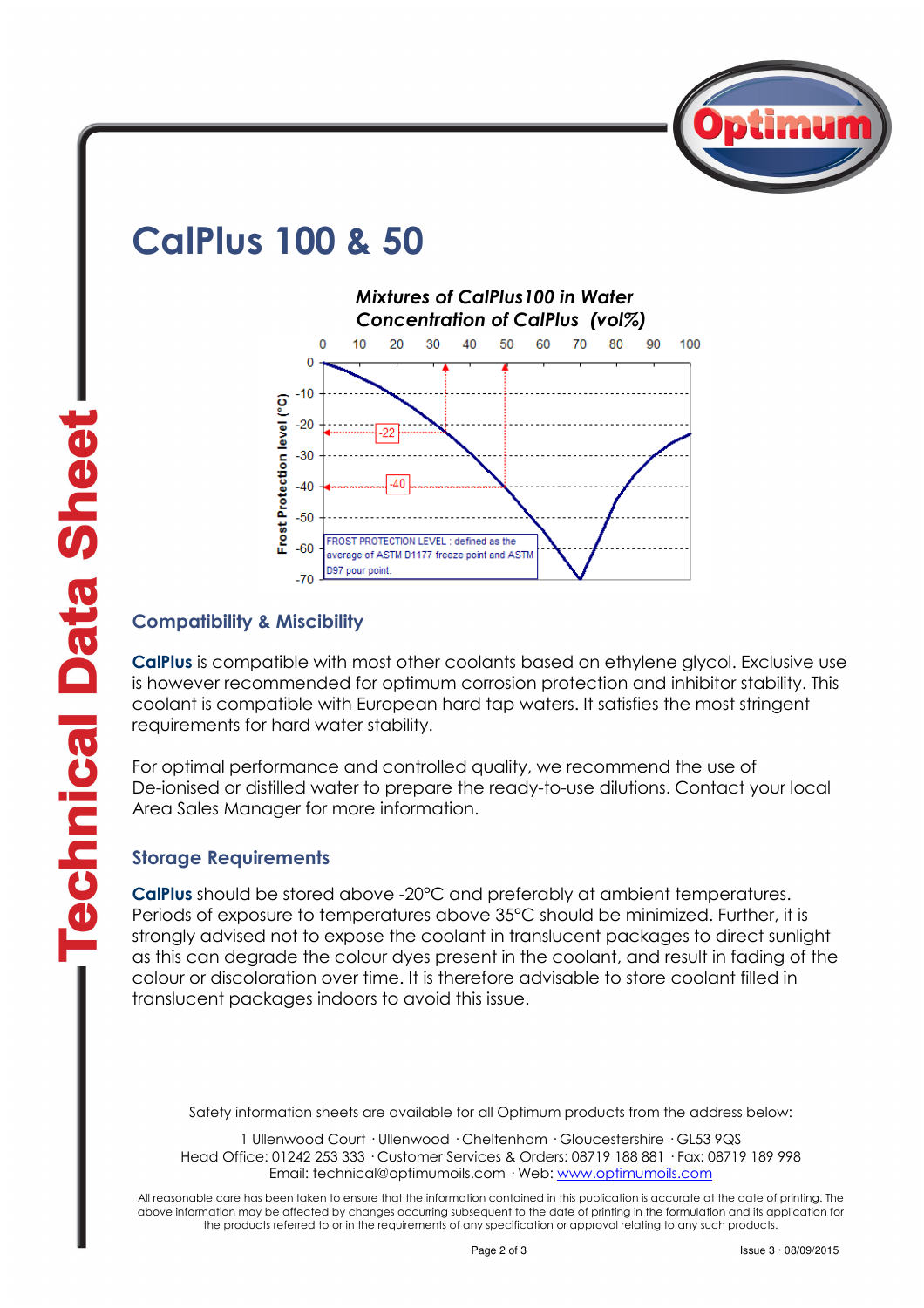# CalPlus 100 & 50

*Mixtures of CalPlus100 in Water*
*Concentration of CalPlus (vol%)*

FROST PROTECTION LEVEL : defined as the average of ASTM D1177 freeze point and ASTM D97 pour point.

Frost Protection level (°C)

## Compatibility & Miscibility

**CalPlus** is compatible with most other coolants based on ethylene glycol. Exclusive use is however recommended for optimum corrosion protection and inhibitor stability. This coolant is compatible with European hard tap waters. It satisfies the most stringent requirements for hard water stability.

For optimal performance and controlled quality, we recommend the use of De-ionised or distilled water to prepare the ready-to-use dilutions. Contact your local Area Sales Manager for more information.

## Storage Requirements

**CalPlus** should be stored above -20°C and preferably at ambient temperatures. Periods of exposure to temperatures above 35°C should be minimized. Further, it is strongly advised not to expose the coolant in translucent packages to direct sunlight as this can degrade the colour dyes present in the coolant, and result in fading of the colour or discoloration over time. It is therefore advisable to store coolant filled in translucent packages indoors to avoid this issue.

Safety information sheets are available for all Optimum products from the address below:

1 Ullenwood Court · Ullenwood · Cheltenham · Gloucestershire · GL53 9QS
Head Office: 01242 253 333 · Customer Services & Orders: 08719 188 881 · Fax: 08719 189 998
Email: technical@optimumoils.com · Web: www.optimumoils.com

All reasonable care has been taken to ensure that the information contained in this publication is accurate at the date of printing. The above information may be affected by changes occurring subsequent to the date of printing in the formulation and its application for the products referred to or in the requirements of any specification or approval relating to any such products.

Issue 3 · 08/09/2015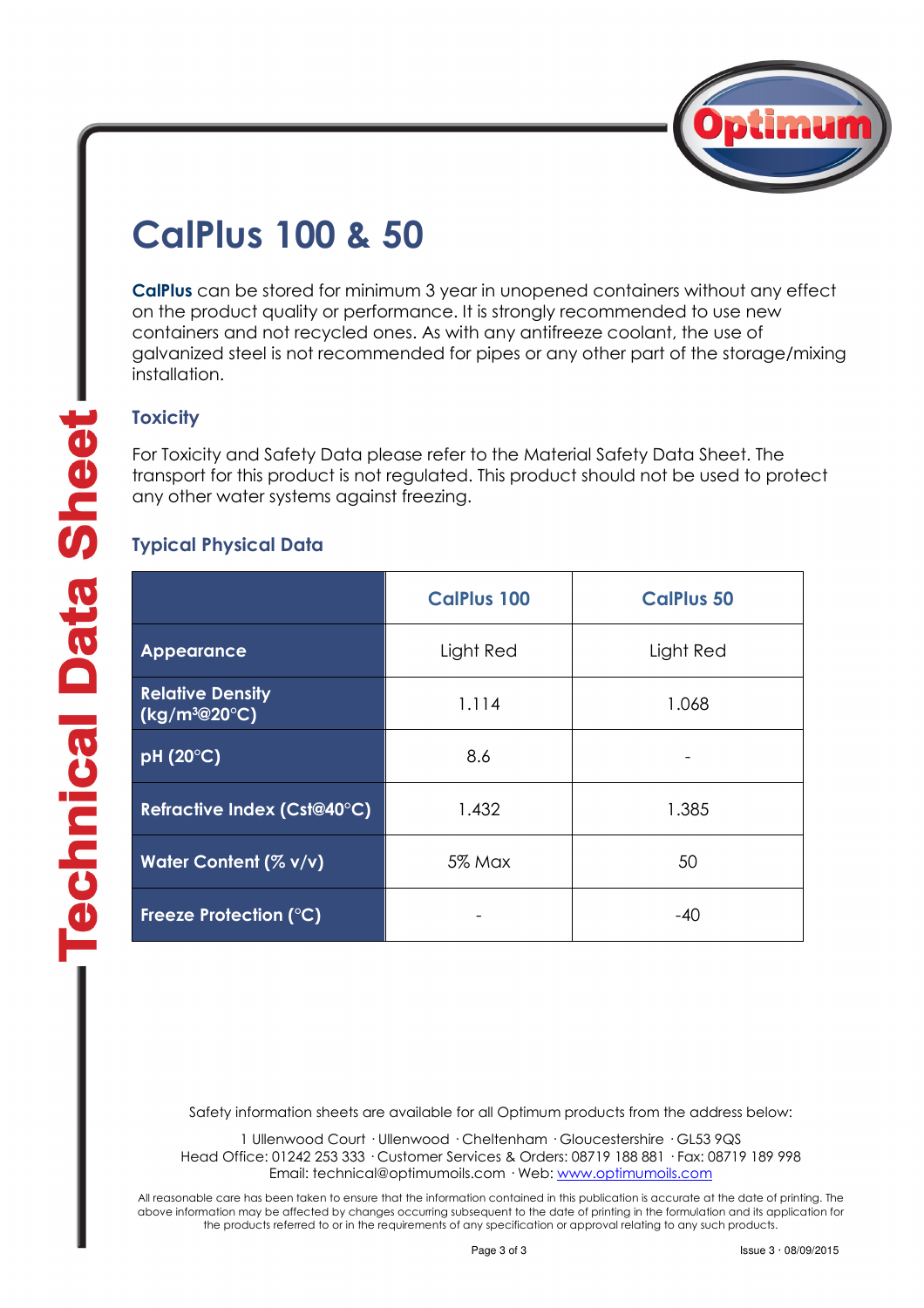# CalPlus 100 & 50

**CalPlus** can be stored for minimum 3 year in unopened containers without any effect on the product quality or performance. It is strongly recommended to use new containers and not recycled ones. As with any antifreeze coolant, the use of galvanized steel is not recommended for pipes or any other part of the storage/mixing installation.

### Toxicity

For Toxicity and Safety Data please refer to the Material Safety Data Sheet. The transport for this product is not regulated. This product should not be used to protect any other water systems against freezing.

### Typical Physical Data

| | CalPlus 100 | CalPlus 50 |
|---|---|---|
| **Appearance** | Light Red | Light Red |
| **Relative Density (kg/m³@20°C)** | 1.114 | 1.068 |
| **pH (20°C)** | 8.6 | - |
| **Refractive Index (Cst@40°C)** | 1.432 | 1.385 |
| **Water Content (% v/v)** | 5% Max | 50 |
| **Freeze Protection (°C)** | - | -40 |

Safety information sheets are available for all Optimum products from the address below:

1 Ullenwood Court · Ullenwood · Cheltenham · Gloucestershire · GL53 9QS
Head Office: 01242 253 333 · Customer Services & Orders: 08719 188 881 · Fax: 08719 189 998
Email: technical@optimumoils.com · Web: www.optimumoils.com

All reasonable care has been taken to ensure that the information contained in this publication is accurate at the date of printing. The above information may be affected by changes occurring subsequent to the date of printing in the formulation and its application for the products referred to or in the requirements of any specification or approval relating to any such products.

Issue 3 · 08/09/2015